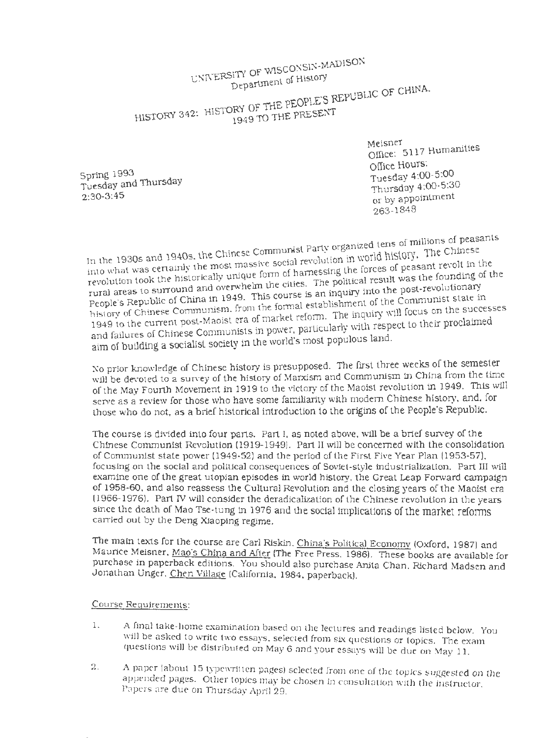# UNIVERSITY OF WISCONSIN-MADISON
## Department of History

## HISTORY 342: HISTORY OF THE PEOPLE'S REPUBLIC OF CHINA, 1949 TO THE PRESENT

Meisner
Office: 5117 Humanities
Office Hours:
Tuesday 4:00-5:00
Thursday 4:00-5:30
or by appointment
263-1848

Spring 1993
Tuesday and Thursday
2:30-3:45

In the 1930s and 1940s, the Chinese Communist Party organized tens of millions of peasants into what was certainly the most massive social revolution in world history. The Chinese revolution took the historically unique form of harnessing the forces of peasant revolt in the rural areas to surround and overwhelm the cities. The political result was the founding of the People's Republic of China in 1949. This course is an inquiry into the post-revolutionary history of Chinese Communism, from the formal establishment of the Communist state in 1949 to the current post-Maoist era of market reform. The inquiry will focus on the successes and failures of Chinese Communists in power, particularly with respect to their proclaimed aim of building a socialist society in the world's most populous land.

No prior knowledge of Chinese history is presupposed. The first three weeks of the semester will be devoted to a survey of the history of Marxism and Communism in China from the time of the May Fourth Movement in 1919 to the victory of the Maoist revolution in 1949. This will serve as a review for those who have some familiarity with modern Chinese history, and, for those who do not, as a brief historical introduction to the origins of the People's Republic.

The course is divided into four parts. Part I, as noted above, will be a brief survey of the Chinese Communist Revolution (1919-1949). Part II will be concerned with the consolidation of Communist state power (1949-52) and the period of the First Five Year Plan (1953-57), focusing on the social and political consequences of Soviet-style industrialization. Part III will examine one of the great utopian episodes in world history, the Great Leap Forward campaign of 1958-60, and also reassess the Cultural Revolution and the closing years of the Maoist era (1966-1976). Part IV will consider the deradicalization of the Chinese revolution in the years since the death of Mao Tse-tung in 1976 and the social implications of the market reforms carried out by the Deng Xiaoping regime.

The main texts for the course are Carl Riskin, China's Political Economy (Oxford, 1987) and Maurice Meisner, Mao's China and After (The Free Press, 1986). These books are available for purchase in paperback editions. You should also purchase Anita Chan, Richard Madsen and Jonathan Unger, Chen Village (California, 1984, paperback).

Course Requirements:

1. A final take-home examination based on the lectures and readings listed below. You will be asked to write two essays, selected from six questions or topics. The exam questions will be distributed on May 6 and your essays will be due on May 11.

2. A paper (about 15 typewritten pages) selected from one of the topics suggested on the appended pages. Other topics may be chosen in consultation with the instructor. Papers are due on Thursday April 29.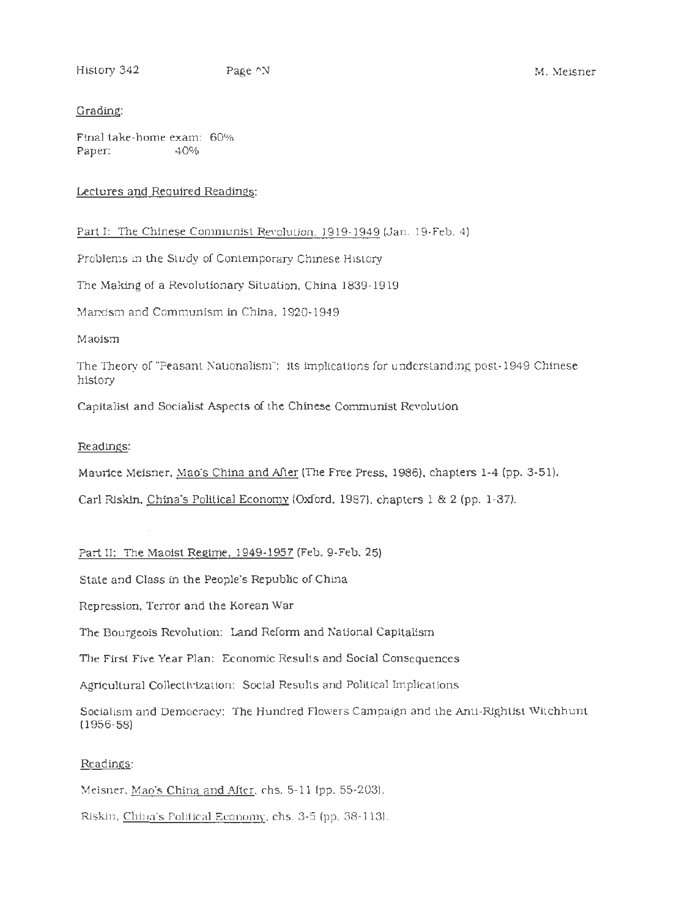Grading:

Final take-home exam: 60%
Paper: 40%

Lectures and Required Readings:

Part I: The Chinese Communist Revolution, 1919-1949 (Jan. 19-Feb. 4)

Problems in the Study of Contemporary Chinese History

The Making of a Revolutionary Situation, China 1839-1919

Marxism and Communism in China, 1920-1949

Maoism

The Theory of "Peasant Nationalism": its implications for understanding post-1949 Chinese history

Capitalist and Socialist Aspects of the Chinese Communist Revolution

Readings:

Maurice Meisner, Mao's China and After (The Free Press, 1986), chapters 1-4 (pp. 3-51).

Carl Riskin, China's Political Economy (Oxford, 1987), chapters 1 & 2 (pp. 1-37).

Part II: The Maoist Regime, 1949-1957 (Feb. 9-Feb. 25)

State and Class in the People's Republic of China

Repression, Terror and the Korean War

The Bourgeois Revolution: Land Reform and National Capitalism

The First Five Year Plan: Economic Results and Social Consequences

Agricultural Collectivization: Social Results and Political Implications

Socialism and Democracy: The Hundred Flowers Campaign and the Anti-Rightist Witchhunt (1956-58)

Readings:

Meisner, Mao's China and After, chs. 5-11 (pp. 55-203).

Riskin, China's Political Economy, chs. 3-5 (pp. 38-113).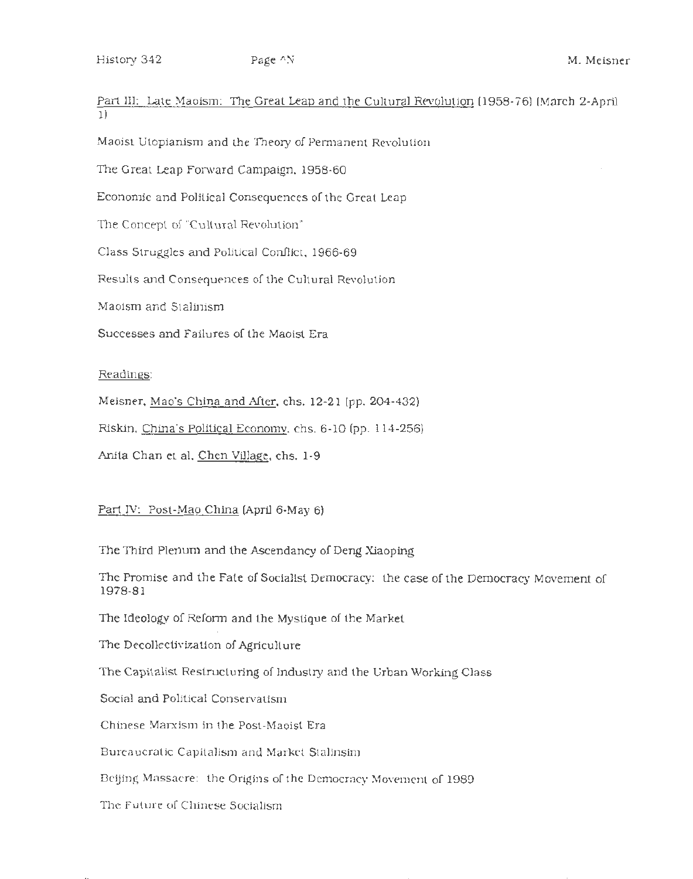Part III: Late Maoism: The Great Leap and the Cultural Revolution (1958-76) (March 2-April 1)

Maoist Utopianism and the Theory of Permanent Revolution

The Great Leap Forward Campaign, 1958-60

Economic and Political Consequences of the Great Leap

The Concept of "Cultural Revolution"

Class Struggles and Political Conflict, 1966-69

Results and Consequences of the Cultural Revolution

Maoism and Stalinism

Successes and Failures of the Maoist Era

Readings:

Meisner, Mao's China and After, chs. 12-21 (pp. 204-432)

Riskin, China's Political Economy, chs. 6-10 (pp. 114-256)

Anita Chan et al, Chen Village, chs. 1-9

Part IV: Post-Mao China (April 6-May 6)

The Third Plenum and the Ascendancy of Deng Xiaoping

The Promise and the Fate of Socialist Democracy: the case of the Democracy Movement of 1978-81

The Ideology of Reform and the Mystique of the Market

The Decollectivization of Agriculture

The Capitalist Restructuring of Industry and the Urban Working Class

Social and Political Conservatism

Chinese Marxism in the Post-Maoist Era

Bureaucratic Capitalism and Market Stalinsim

Beijing Massacre: the Origins of the Democracy Movement of 1989

The Future of Chinese Socialism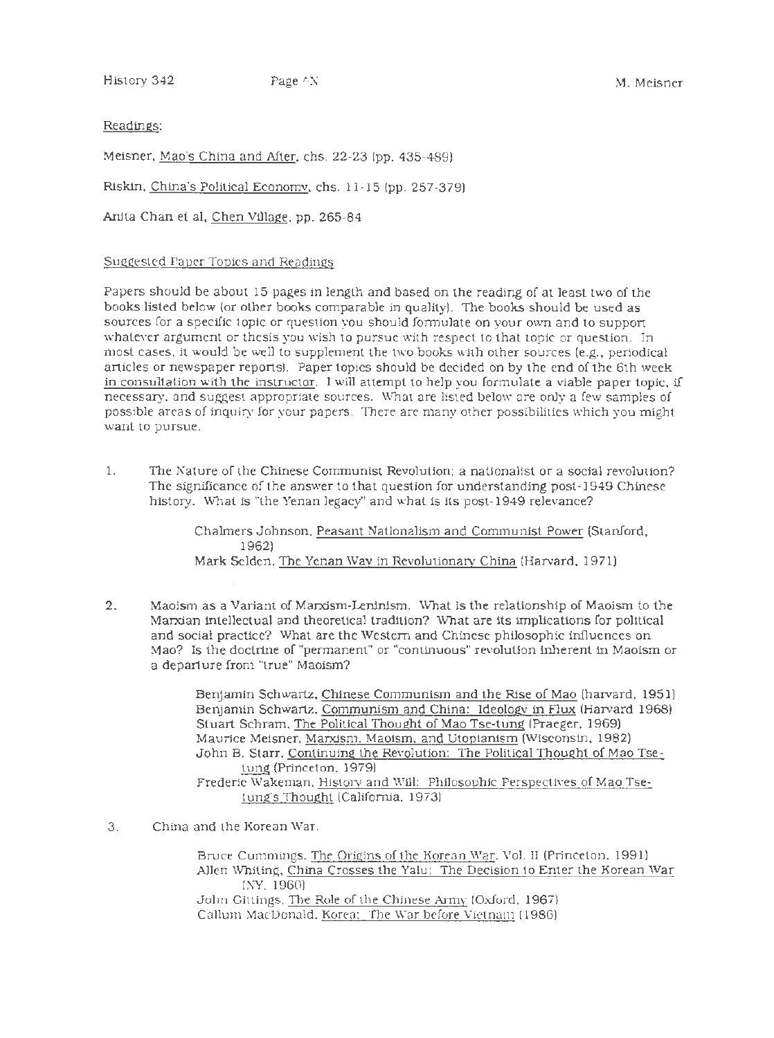Readings:

Meisner, Mao's China and After, chs. 22-23 (pp. 435-489)

Riskin, China's Political Economy, chs. 11-15 (pp. 257-379)

Anita Chan et al, Chen Village, pp. 265-84

Suggested Paper Topics and Readings

Papers should be about 15 pages in length and based on the reading of at least two of the books listed below (or other books comparable in quality). The books should be used as sources for a specific topic or question you should formulate on your own and to support whatever argument or thesis you wish to pursue with respect to that topic or question. In most cases, it would be well to supplement the two books with other sources (e.g., periodical articles or newspaper reports). Paper topics should be decided on by the end of the 6th week in consultation with the instructor. I will attempt to help you formulate a viable paper topic, if necessary, and suggest appropriate sources. What are listed below are only a few samples of possible areas of inquiry for your papers. There are many other possibilities which you might want to pursue.

1. The Nature of the Chinese Communist Revolution; a nationalist or a social revolution? The significance of the answer to that question for understanding post-1949 Chinese history. What is "the Yenan legacy" and what is its post-1949 relevance?

   Chalmers Johnson, Peasant Nationalism and Communist Power (Stanford, 1962)
   Mark Selden, The Yenan Way in Revolutionary China (Harvard, 1971)

2. Maoism as a Variant of Marxism-Leninism. What is the relationship of Maoism to the Marxian intellectual and theoretical tradition? What are its implications for political and social practice? What are the Western and Chinese philosophic influences on Mao? Is the doctrine of "permanent" or "continuous" revolution inherent in Maoism or a departure from "true" Maoism?

   Benjamin Schwartz, Chinese Communism and the Rise of Mao (harvard, 1951)
   Benjamin Schwartz, Communism and China: Ideology in Flux (Harvard 1968)
   Stuart Schram, The Political Thought of Mao Tse-tung (Praeger, 1969)
   Maurice Meisner, Marxism, Maoism, and Utopianism (Wisconsin, 1982)
   John B. Starr, Continuing the Revolution: The Political Thought of Mao Tse-tung (Princeton, 1979)
   Frederic Wakeman, History and Will: Philosophic Perspectives of Mao Tse-tung's Thought (California, 1973)

3. China and the Korean War.

   Bruce Cummings, The Origins of the Korean War, Vol. II (Princeton, 1991)
   Allen Whiting, China Crosses the Yalu: The Decision to Enter the Korean War (NY, 1960)
   John Gittings, The Role of the Chinese Army (Oxford, 1967)
   Callum MacDonald, Korea: The War before Vietnam (1986)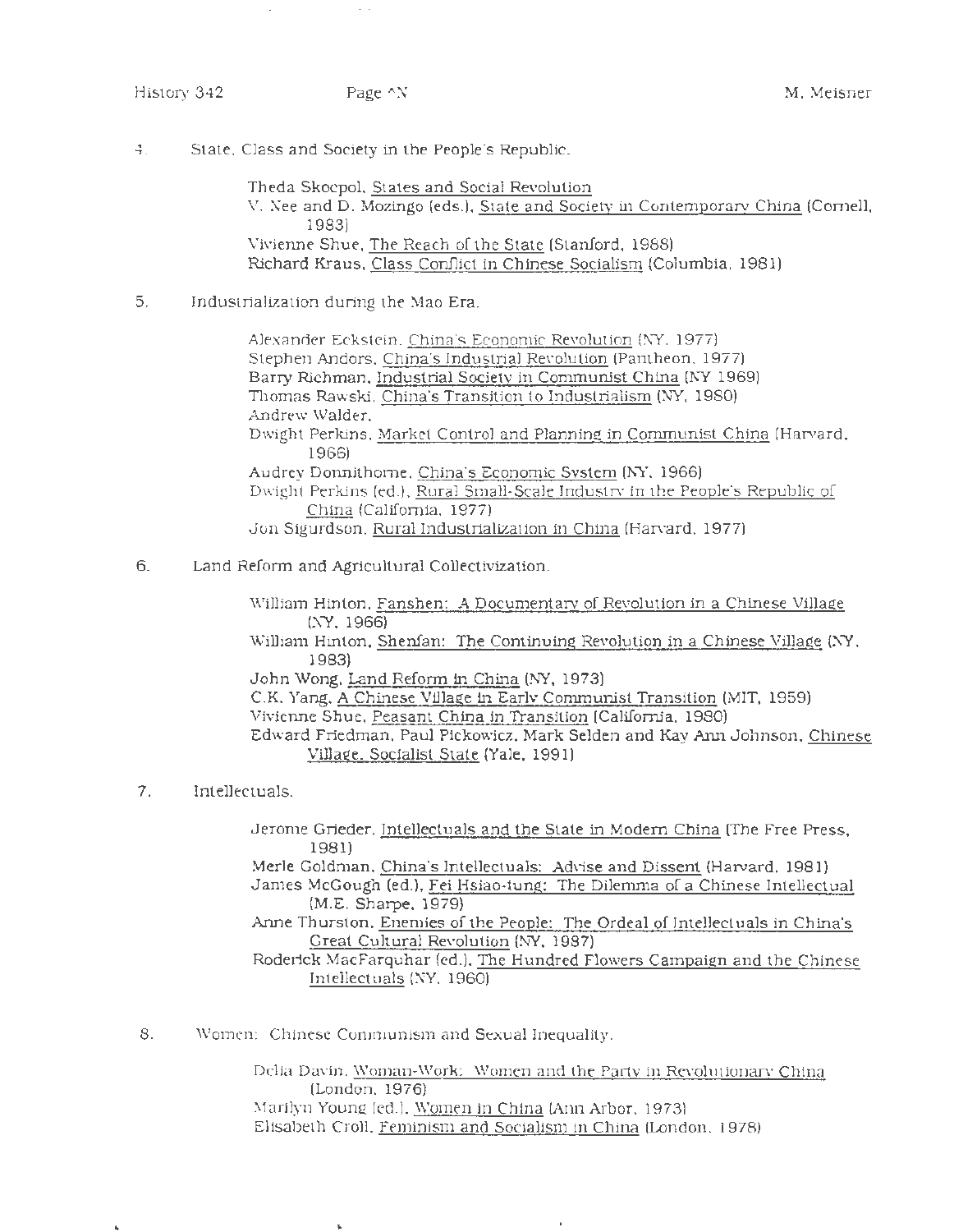4. State, Class and Society in the People's Republic.

    Theda Skocpol, States and Social Revolution
    V. Nee and D. Mozingo (eds.), State and Society in Contemporary China (Cornell, 1983)
    Vivienne Shue, The Reach of the State (Stanford, 1988)
    Richard Kraus, Class Conflict in Chinese Socialism (Columbia, 1981)

5. Industrialization during the Mao Era.

    Alexander Eckstein, China's Economic Revolution (NY, 1977)
    Stephen Andors, China's Industrial Revolution (Pantheon, 1977)
    Barry Richman, Industrial Society in Communist China (NY 1969)
    Thomas Rawski, China's Transition to Industrialism (NY, 1980)
    Andrew Walder,
    Dwight Perkins, Market Control and Planning in Communist China (Harvard, 1966)
    Audrey Donnithorne, China's Economic System (NY, 1966)
    Dwight Perkins (ed.), Rural Small-Scale Industry in the People's Republic of China (California, 1977)
    Jon Sigurdson, Rural Industrialization in China (Harvard, 1977)

6. Land Reform and Agricultural Collectivization.

    William Hinton, Fanshen: A Documentary of Revolution in a Chinese Village (NY, 1966)
    William Hinton, Shenfan: The Continuing Revolution in a Chinese Village (NY, 1983)
    John Wong, Land Reform in China (NY, 1973)
    C.K. Yang, A Chinese Village in Early Communist Transition (MIT, 1959)
    Vivienne Shue, Peasant China in Transition (California, 1980)
    Edward Friedman, Paul Pickowicz, Mark Selden and Kay Ann Johnson, Chinese Village, Socialist State (Yale, 1991)

7. Intellectuals.

    Jerome Grieder, Intellectuals and the State in Modern China (The Free Press, 1981)
    Merle Goldman, China's Intellectuals: Advise and Dissent (Harvard, 1981)
    James McGough (ed.), Fei Hsiao-tung: The Dilemma of a Chinese Intellectual (M.E. Sharpe, 1979)
    Anne Thurston, Enemies of the People: The Ordeal of Intellectuals in China's Great Cultural Revolution (NY, 1987)
    Roderick MacFarquhar (ed.), The Hundred Flowers Campaign and the Chinese Intellectuals (NY, 1960)

8. Women: Chinese Communism and Sexual Inequality.

    Delia Davin, Woman-Work: Women and the Party in Revolutionary China (London, 1976)
    Marilyn Young (ed.), Women in China (Ann Arbor, 1973)
    Elisabeth Croll, Feminism and Socialism in China (London, 1978)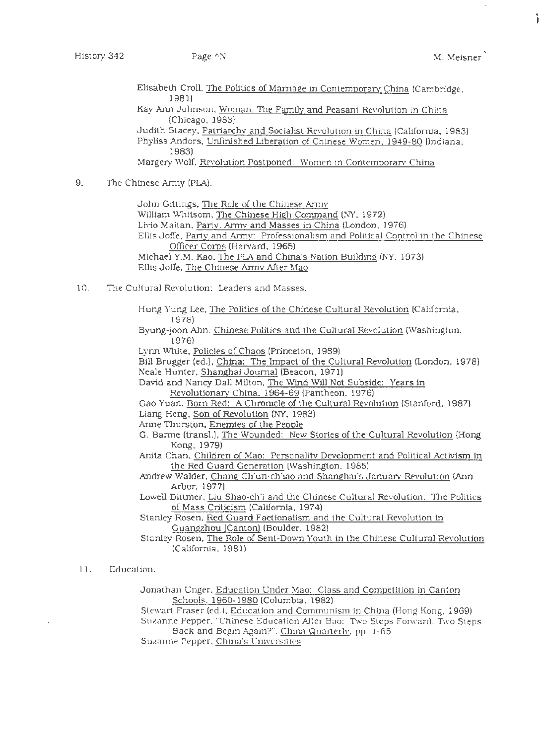Elisabeth Croll, The Politics of Marriage in Contemporary China (Cambridge, 1981)

Kay Ann Johnson, Woman, The Family and Peasant Revolution in China (Chicago, 1983)

Judith Stacey, Patriarchy and Socialist Revolution in China (California, 1983)

Phyliss Andors, Unfinished Liberation of Chinese Women, 1949-80 (Indiana, 1983)

Margery Wolf, Revolution Postponed: Women in Contemporary China

9. The Chinese Army (PLA).

John Gittings, The Role of the Chinese Army

William Whitsom, The Chinese High Command (NY, 1972)

Livio Maitan, Party, Army and Masses in China (London, 1976)

Ellis Joffe, Party and Army: Professionalism and Political Control in the Chinese Officer Corps (Harvard, 1965)

Michael Y.M. Kao, The PLA and China's Nation Building (NY, 1973)

Ellis Joffe, The Chinese Army After Mao

10. The Cultural Revolution: Leaders and Masses.

Hung Yung Lee, The Politics of the Chinese Cultural Revolution (California, 1978)

Byung-joon Ahn, Chinese Politics and the Cultural Revolution (Washington, 1976)

Lynn White, Policies of Chaos (Princeton, 1989)

Bill Brugger (ed.), China: The Impact of the Cultural Revolution (London, 1978)

Neale Hunter, Shanghai Journal (Beacon, 1971)

David and Nancy Dall Milton, The Wind Will Not Subside: Years in Revolutionary China, 1964-69 (Pantheon, 1976)

Gao Yuan, Born Red: A Chronicle of the Cultural Revolution (Stanford, 1987)

Liang Heng, Son of Revolution (NY, 1983)

Anne Thurston, Enemies of the People

G. Barme (transl.), The Wounded: New Stories of the Cultural Revolution (Hong Kong, 1979)

Anita Chan, Children of Mao: Personality Development and Political Activism in the Red Guard Generation (Washington, 1985)

Andrew Walder, Chang Ch'un-ch'iao and Shanghai's January Revolution (Ann Arbor, 1977)

Lowell Dittmer, Liu Shao-ch'i and the Chinese Cultural Revolution: The Politics of Mass Criticism (California, 1974)

Stanley Rosen, Red Guard Factionalism and the Cultural Revolution in Guangzhou (Canton) (Boulder, 1982)

Stanley Rosen, The Role of Sent-Down Youth in the Chinese Cultural Revolution (California, 1981)

11. Education.

Jonathan Unger, Education Under Mao: Class and Competition in Canton Schools, 1960-1980 (Columbia, 1982)

Stewart Fraser (ed.), Education and Communism in China (Hong Kong, 1969)

Suzanne Pepper, "Chinese Education After Mao: Two Steps Forward, Two Steps Back and Begin Again?", China Quarterly, pp. 1-65

Suzanne Pepper, China's Universities